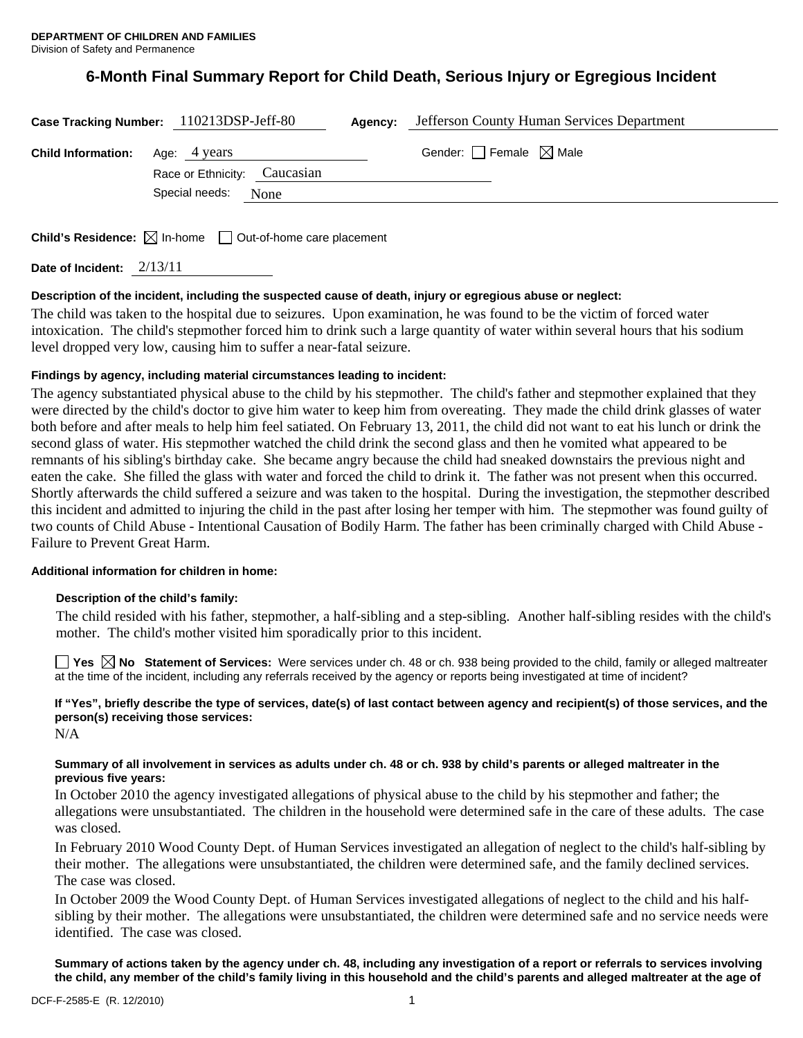**DEPARTMENT OF CHILDREN AND FAMILIES**
Division of Safety and Permanence

# 6-Month Final Summary Report for Child Death, Serious Injury or Egregious Incident

**Case Tracking Number:** 110213DSP-Jeff-80 **Agency:** Jefferson County Human Services Department

**Child Information:** Age: 4 years Gender: ☐ Female ☒ Male

Race or Ethnicity: Caucasian

Special needs: None

**Child's Residence:** ☒ In-home ☐ Out-of-home care placement

**Date of Incident:** 2/13/11

**Description of the incident, including the suspected cause of death, injury or egregious abuse or neglect:**

The child was taken to the hospital due to seizures. Upon examination, he was found to be the victim of forced water intoxication. The child's stepmother forced him to drink such a large quantity of water within several hours that his sodium level dropped very low, causing him to suffer a near-fatal seizure.

**Findings by agency, including material circumstances leading to incident:**

The agency substantiated physical abuse to the child by his stepmother. The child's father and stepmother explained that they were directed by the child's doctor to give him water to keep him from overeating. They made the child drink glasses of water both before and after meals to help him feel satiated. On February 13, 2011, the child did not want to eat his lunch or drink the second glass of water. His stepmother watched the child drink the second glass and then he vomited what appeared to be remnants of his sibling's birthday cake. She became angry because the child had sneaked downstairs the previous night and eaten the cake. She filled the glass with water and forced the child to drink it. The father was not present when this occurred. Shortly afterwards the child suffered a seizure and was taken to the hospital. During the investigation, the stepmother described this incident and admitted to injuring the child in the past after losing her temper with him. The stepmother was found guilty of two counts of Child Abuse - Intentional Causation of Bodily Harm. The father has been criminally charged with Child Abuse - Failure to Prevent Great Harm.

**Additional information for children in home:**

**Description of the child's family:**

The child resided with his father, stepmother, a half-sibling and a step-sibling. Another half-sibling resides with the child's mother. The child's mother visited him sporadically prior to this incident.

☐ **Yes** ☒ **No** **Statement of Services:** Were services under ch. 48 or ch. 938 being provided to the child, family or alleged maltreater at the time of the incident, including any referrals received by the agency or reports being investigated at time of incident?

**If "Yes", briefly describe the type of services, date(s) of last contact between agency and recipient(s) of those services, and the person(s) receiving those services:**

N/A

**Summary of all involvement in services as adults under ch. 48 or ch. 938 by child's parents or alleged maltreater in the previous five years:**

In October 2010 the agency investigated allegations of physical abuse to the child by his stepmother and father; the allegations were unsubstantiated. The children in the household were determined safe in the care of these adults. The case was closed.

In February 2010 Wood County Dept. of Human Services investigated an allegation of neglect to the child's half-sibling by their mother. The allegations were unsubstantiated, the children were determined safe, and the family declined services. The case was closed.

In October 2009 the Wood County Dept. of Human Services investigated allegations of neglect to the child and his half-sibling by their mother. The allegations were unsubstantiated, the children were determined safe and no service needs were identified. The case was closed.

**Summary of actions taken by the agency under ch. 48, including any investigation of a report or referrals to services involving the child, any member of the child's family living in this household and the child's parents and alleged maltreater at the age of**

DCF-F-2585-E (R. 12/2010)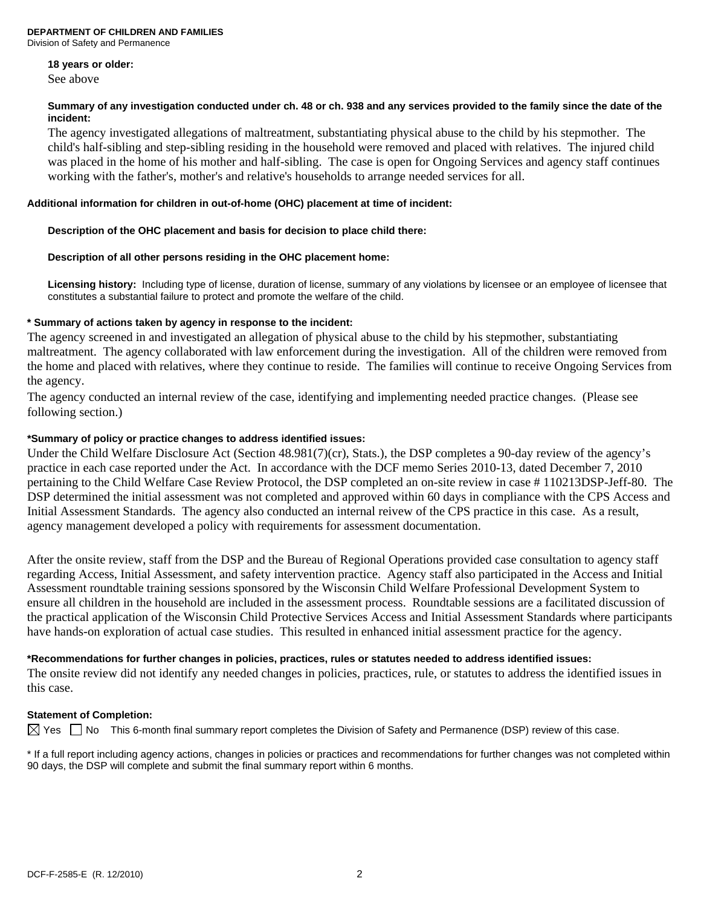**18 years or older:**

See above

**Summary of any investigation conducted under ch. 48 or ch. 938 and any services provided to the family since the date of the incident:**

The agency investigated allegations of maltreatment, substantiating physical abuse to the child by his stepmother. The child's half-sibling and step-sibling residing in the household were removed and placed with relatives. The injured child was placed in the home of his mother and half-sibling. The case is open for Ongoing Services and agency staff continues working with the father's, mother's and relative's households to arrange needed services for all.

**Additional information for children in out-of-home (OHC) placement at time of incident:**

**Description of the OHC placement and basis for decision to place child there:**

**Description of all other persons residing in the OHC placement home:**

**Licensing history:** Including type of license, duration of license, summary of any violations by licensee or an employee of licensee that constitutes a substantial failure to protect and promote the welfare of the child.

**\* Summary of actions taken by agency in response to the incident:**

The agency screened in and investigated an allegation of physical abuse to the child by his stepmother, substantiating maltreatment. The agency collaborated with law enforcement during the investigation. All of the children were removed from the home and placed with relatives, where they continue to reside. The families will continue to receive Ongoing Services from the agency.

The agency conducted an internal review of the case, identifying and implementing needed practice changes. (Please see following section.)

**\*Summary of policy or practice changes to address identified issues:**

Under the Child Welfare Disclosure Act (Section 48.981(7)(cr), Stats.), the DSP completes a 90-day review of the agency's practice in each case reported under the Act. In accordance with the DCF memo Series 2010-13, dated December 7, 2010 pertaining to the Child Welfare Case Review Protocol, the DSP completed an on-site review in case # 110213DSP-Jeff-80. The DSP determined the initial assessment was not completed and approved within 60 days in compliance with the CPS Access and Initial Assessment Standards. The agency also conducted an internal reivew of the CPS practice in this case. As a result, agency management developed a policy with requirements for assessment documentation.

After the onsite review, staff from the DSP and the Bureau of Regional Operations provided case consultation to agency staff regarding Access, Initial Assessment, and safety intervention practice. Agency staff also participated in the Access and Initial Assessment roundtable training sessions sponsored by the Wisconsin Child Welfare Professional Development System to ensure all children in the household are included in the assessment process. Roundtable sessions are a facilitated discussion of the practical application of the Wisconsin Child Protective Services Access and Initial Assessment Standards where participants have hands-on exploration of actual case studies. This resulted in enhanced initial assessment practice for the agency.

**\*Recommendations for further changes in policies, practices, rules or statutes needed to address identified issues:**

The onsite review did not identify any needed changes in policies, practices, rule, or statutes to address the identified issues in this case.

**Statement of Completion:**

☒ Yes ☐ No This 6-month final summary report completes the Division of Safety and Permanence (DSP) review of this case.

\* If a full report including agency actions, changes in policies or practices and recommendations for further changes was not completed within 90 days, the DSP will complete and submit the final summary report within 6 months.